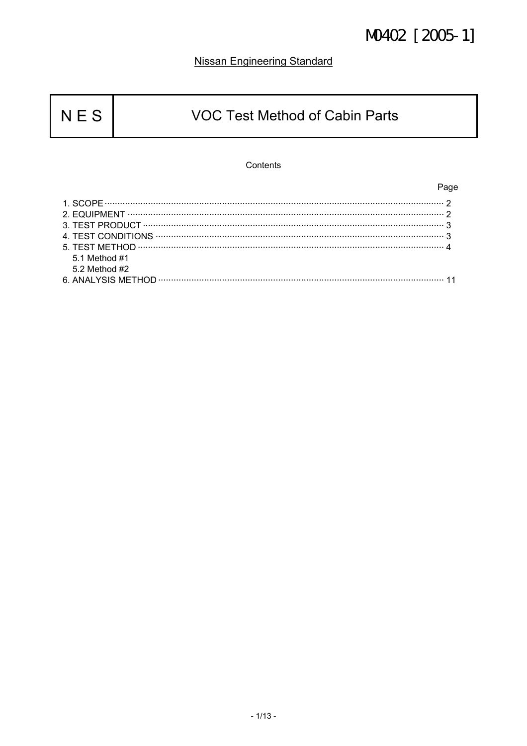M0402 [2005-1]

Nissan Engineering Standard

| NES | VOC Test Method of Cabin Parts |
|---|---|

Contents

| | Page |
|---|---|
| 1. SCOPE | 2 |
| 2. EQUIPMENT | 2 |
| 3. TEST PRODUCT | 3 |
| 4. TEST CONDITIONS | 3 |
| 5. TEST METHOD | 4 |
| 5.1 Method #1 | |
| 5.2 Method #2 | |
| 6. ANALYSIS METHOD | 11 |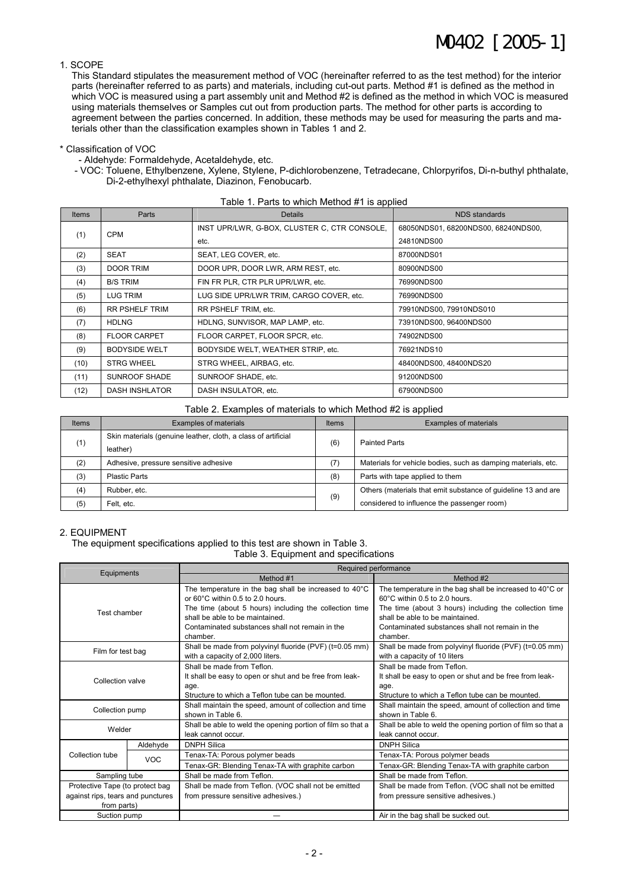# M0402 [2005-1]

## 1. SCOPE

This Standard stipulates the measurement method of VOC (hereinafter referred to as the test method) for the interior parts (hereinafter referred to as parts) and materials, including cut-out parts. Method #1 is defined as the method in which VOC is measured using a part assembly unit and Method #2 is defined as the method in which VOC is measured using materials themselves or Samples cut out from production parts. The method for other parts is according to agreement between the parties concerned. In addition, these methods may be used for measuring the parts and materials other than the classification examples shown in Tables 1 and 2.

\* Classification of VOC

- Aldehyde: Formaldehyde, Acetaldehyde, etc.
- VOC: Toluene, Ethylbenzene, Xylene, Stylene, P-dichlorobenzene, Tetradecane, Chlorpyrifos, Di-n-buthyl phthalate, Di-2-ethylhexyl phthalate, Diazinon, Fenobucarb.

Table 1. Parts to which Method #1 is applied

| Items | Parts | Details | NDS standards |
|---|---|---|---|
| (1) | CPM | INST UPR/LWR, G-BOX, CLUSTER C, CTR CONSOLE, etc. | 68050NDS01, 68200NDS00, 68240NDS00, 24810NDS00 |
| (2) | SEAT | SEAT, LEG COVER, etc. | 87000NDS01 |
| (3) | DOOR TRIM | DOOR UPR, DOOR LWR, ARM REST, etc. | 80900NDS00 |
| (4) | B/S TRIM | FIN FR PLR, CTR PLR UPR/LWR, etc. | 76990NDS00 |
| (5) | LUG TRIM | LUG SIDE UPR/LWR TRIM, CARGO COVER, etc. | 76990NDS00 |
| (6) | RR PSHELF TRIM | RR PSHELF TRIM, etc. | 79910NDS00, 79910NDS010 |
| (7) | HDLNG | HDLNG, SUNVISOR, MAP LAMP, etc. | 73910NDS00, 96400NDS00 |
| (8) | FLOOR CARPET | FLOOR CARPET, FLOOR SPCR, etc. | 74902NDS00 |
| (9) | BODYSIDE WELT | BODYSIDE WELT, WEATHER STRIP, etc. | 76921NDS10 |
| (10) | STRG WHEEL | STRG WHEEL, AIRBAG, etc. | 48400NDS00, 48400NDS20 |
| (11) | SUNROOF SHADE | SUNROOF SHADE, etc. | 91200NDS00 |
| (12) | DASH INSHLATOR | DASH INSULATOR, etc. | 67900NDS00 |

Table 2. Examples of materials to which Method #2 is applied

| Items | Examples of materials | Items | Examples of materials |
|---|---|---|---|
| (1) | Skin materials (genuine leather, cloth, a class of artificial leather) | (6) | Painted Parts |
| (2) | Adhesive, pressure sensitive adhesive | (7) | Materials for vehicle bodies, such as damping materials, etc. |
| (3) | Plastic Parts | (8) | Parts with tape applied to them |
| (4) | Rubber, etc. | (9) | Others (materials that emit substance of guideline 13 and are considered to influence the passenger room) |
| (5) | Felt, etc. | | |

## 2. EQUIPMENT

The equipment specifications applied to this test are shown in Table 3.

Table 3. Equipment and specifications

| Equipments | | Required performance | |
|---|---|---|---|
| | | Method #1 | Method #2 |
| Test chamber | | The temperature in the bag shall be increased to 40°C or 60°C within 0.5 to 2.0 hours. The time (about 5 hours) including the collection time shall be able to be maintained. Contaminated substances shall not remain in the chamber. | The temperature in the bag shall be increased to 40°C or 60°C within 0.5 to 2.0 hours. The time (about 3 hours) including the collection time shall be able to be maintained. Contaminated substances shall not remain in the chamber. |
| Film for test bag | | Shall be made from polyvinyl fluoride (PVF) (t=0.05 mm) with a capacity of 2,000 liters. | Shall be made from polyvinyl fluoride (PVF) (t=0.05 mm) with a capacity of 10 liters |
| Collection valve | | Shall be made from Teflon. It shall be easy to open or shut and be free from leakage. Structure to which a Teflon tube can be mounted. | Shall be made from Teflon. It shall be easy to open or shut and be free from leakage. Structure to which a Teflon tube can be mounted. |
| Collection pump | | Shall maintain the speed, amount of collection and time shown in Table 6. | Shall maintain the speed, amount of collection and time shown in Table 6. |
| Welder | | Shall be able to weld the opening portion of film so that a leak cannot occur. | Shall be able to weld the opening portion of film so that a leak cannot occur. |
| Collection tube | Aldehyde | DNPH Silica | DNPH Silica |
| | VOC | Tenax-TA: Porous polymer beads | Tenax-TA: Porous polymer beads |
| | | Tenax-GR: Blending Tenax-TA with graphite carbon | Tenax-GR: Blending Tenax-TA with graphite carbon |
| Sampling tube | | Shall be made from Teflon. | Shall be made from Teflon. |
| Protective Tape (to protect bag against rips, tears and punctures from parts) | | Shall be made from Teflon. (VOC shall not be emitted from pressure sensitive adhesives.) | Shall be made from Teflon. (VOC shall not be emitted from pressure sensitive adhesives.) |
| Suction pump | | — | Air in the bag shall be sucked out. |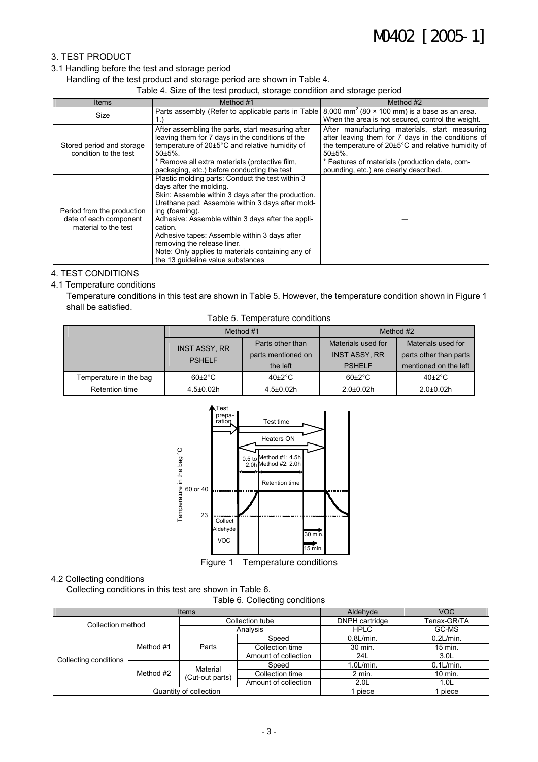## 3. TEST PRODUCT

### 3.1 Handling before the test and storage period

Handling of the test product and storage period are shown in Table 4.

Table 4. Size of the test product, storage condition and storage period

| Items | Method #1 | Method #2 |
|---|---|---|
| Size | Parts assembly (Refer to applicable parts in Table 1.) | 8,000 $mm^2$ (80 × 100 mm) is a base as an area. When the area is not secured, control the weight. |
| Stored period and storage condition to the test | After assembling the parts, start measuring after leaving them for 7 days in the conditions of the temperature of 20±5°C and relative humidity of 50±5%. * Remove all extra materials (protective film, packaging, etc.) before conducting the test | After manufacturing materials, start measuring after leaving them for 7 days in the conditions of the temperature of 20±5°C and relative humidity of 50±5%. * Features of materials (production date, compounding, etc.) are clearly described. |
| Period from the production date of each component material to the test | Plastic molding parts: Conduct the test within 3 days after the molding. Skin: Assemble within 3 days after the production. Urethane pad: Assemble within 3 days after molding (foaming). Adhesive: Assemble within 3 days after the application. Adhesive tapes: Assemble within 3 days after removing the release liner. Note: Only applies to materials containing any of the 13 guideline value substances | — |

## 4. TEST CONDITIONS

### 4.1 Temperature conditions

Temperature conditions in this test are shown in Table 5. However, the temperature condition shown in Figure 1 shall be satisfied.

Table 5. Temperature conditions

| | Method #1 | | Method #2 | |
|---|---|---|---|---|
| | INST ASSY, RR PSHELF | Parts other than parts mentioned on the left | Materials used for INST ASSY, RR PSHELF | Materials used for parts other than parts mentioned on the left |
| Temperature in the bag | 60±2°C | 40±2°C | 60±2°C | 40±2°C |
| Retention time | 4.5±0.02h | 4.5±0.02h | 2.0±0.02h | 2.0±0.02h |

Figure 1 Temperature conditions

### 4.2 Collecting conditions

Collecting conditions in this test are shown in Table 6.

Table 6. Collecting conditions

| Items | | | | Aldehyde | VOC |
|---|---|---|---|---|---|
| Collection method | | Collection tube | | DNPH cartridge | Tenax-GR/TA |
| | | Analysis | | HPLC | GC-MS |
| Collecting conditions | Method #1 | Parts | Speed | 0.8L/min. | 0.2L/min. |
| | | | Collection time | 30 min. | 15 min. |
| | | | Amount of collection | 24L | 3.0L |
| | Method #2 | Material (Cut-out parts) | Speed | 1.0L/min. | 0.1L/min. |
| | | | Collection time | 2 min. | 10 min. |
| | | | Amount of collection | 2.0L | 1.0L |
| Quantity of collection | | | | 1 piece | 1 piece |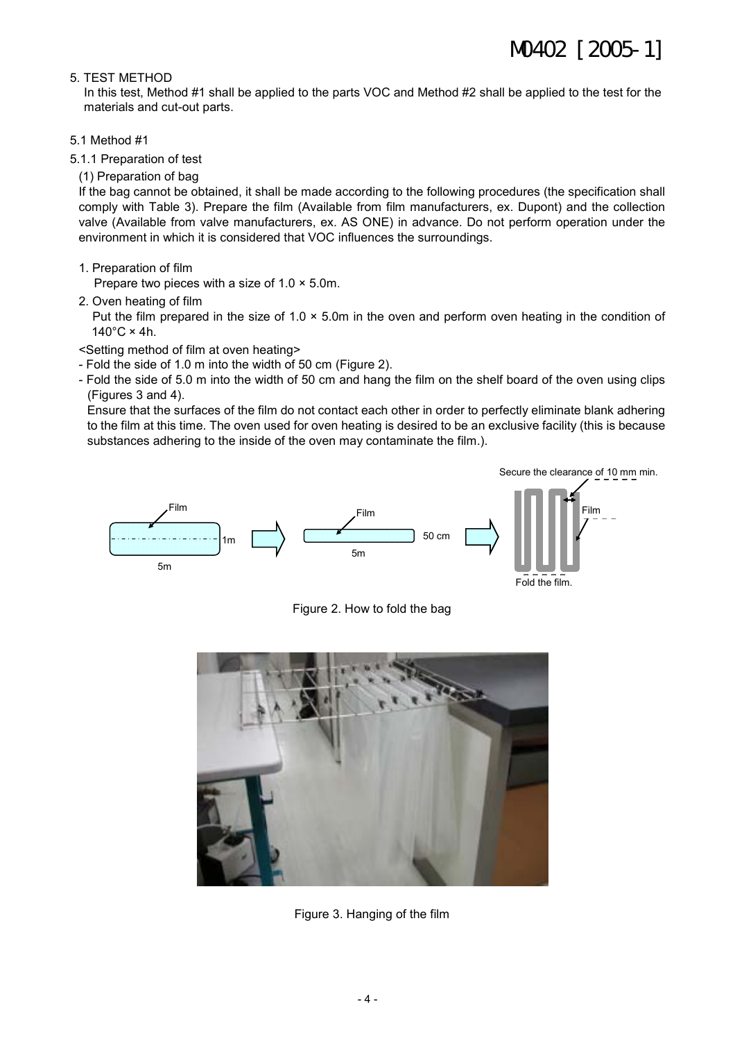## 5. TEST METHOD

In this test, Method #1 shall be applied to the parts VOC and Method #2 shall be applied to the test for the materials and cut-out parts.

### 5.1 Method #1

#### 5.1.1 Preparation of test

(1) Preparation of bag

If the bag cannot be obtained, it shall be made according to the following procedures (the specification shall comply with Table 3). Prepare the film (Available from film manufacturers, ex. Dupont) and the collection valve (Available from valve manufacturers, ex. AS ONE) in advance. Do not perform operation under the environment in which it is considered that VOC influences the surroundings.

1. Preparation of film
   Prepare two pieces with a size of 1.0 × 5.0m.
2. Oven heating of film
   Put the film prepared in the size of 1.0 × 5.0m in the oven and perform oven heating in the condition of 140°C × 4h.

<Setting method of film at oven heating>

- Fold the side of 1.0 m into the width of 50 cm (Figure 2).
- Fold the side of 5.0 m into the width of 50 cm and hang the film on the shelf board of the oven using clips (Figures 3 and 4).
  Ensure that the surfaces of the film do not contact each other in order to perfectly eliminate blank adhering to the film at this time. The oven used for oven heating is desired to be an exclusive facility (this is because substances adhering to the inside of the oven may contaminate the film.).

Figure 2. How to fold the bag

Figure 3. Hanging of the film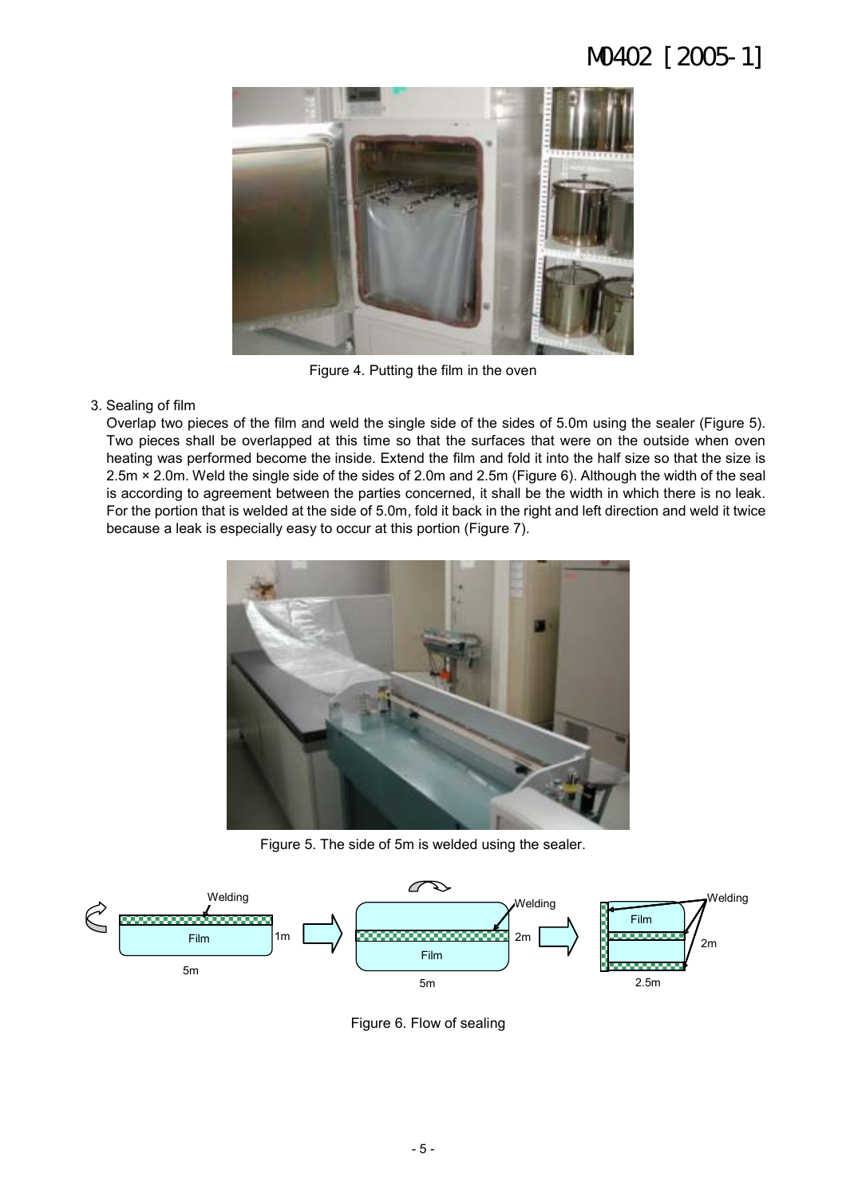Figure 4. Putting the film in the oven

3. Sealing of film

   Overlap two pieces of the film and weld the single side of the sides of 5.0m using the sealer (Figure 5). Two pieces shall be overlapped at this time so that the surfaces that were on the outside when oven heating was performed become the inside. Extend the film and fold it into the half size so that the size is 2.5m × 2.0m. Weld the single side of the sides of 2.0m and 2.5m (Figure 6). Although the width of the seal is according to agreement between the parties concerned, it shall be the width in which there is no leak. For the portion that is welded at the side of 5.0m, fold it back in the right and left direction and weld it twice because a leak is especially easy to occur at this portion (Figure 7).

Figure 5. The side of 5m is welded using the sealer.

Figure 6. Flow of sealing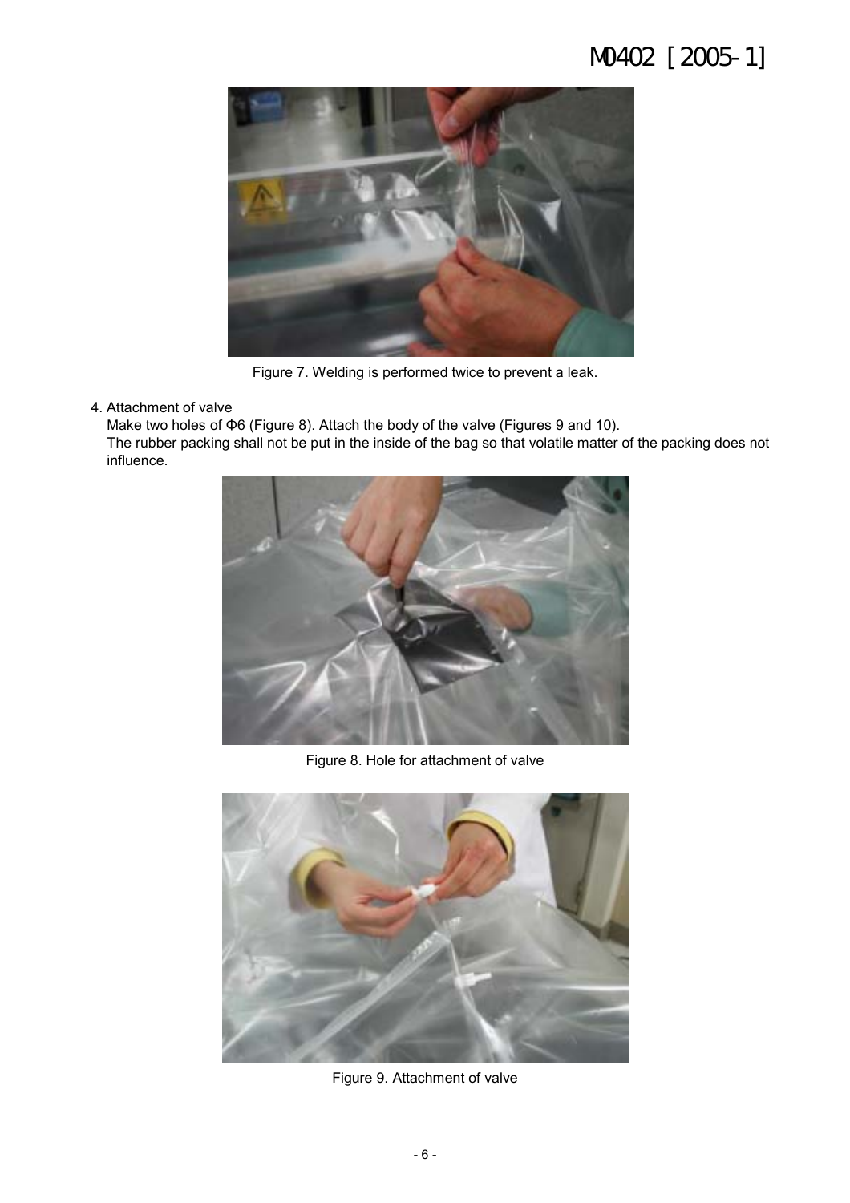Figure 7. Welding is performed twice to prevent a leak.

4. Attachment of valve

   Make two holes of Φ6 (Figure 8). Attach the body of the valve (Figures 9 and 10).

   The rubber packing shall not be put in the inside of the bag so that volatile matter of the packing does not influence.

Figure 8. Hole for attachment of valve

Figure 9. Attachment of valve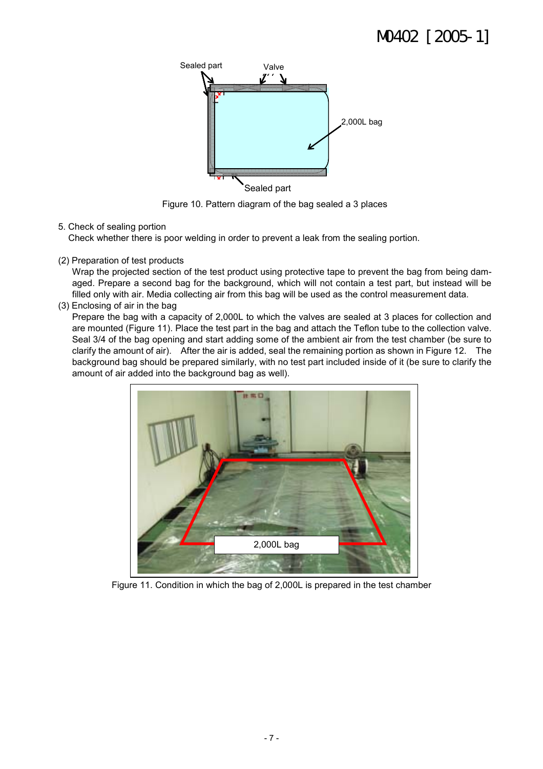Figure 10. Pattern diagram of the bag sealed a 3 places

5. Check of sealing portion

Check whether there is poor welding in order to prevent a leak from the sealing portion.

(2) Preparation of test products

Wrap the projected section of the test product using protective tape to prevent the bag from being damaged. Prepare a second bag for the background, which will not contain a test part, but instead will be filled only with air. Media collecting air from this bag will be used as the control measurement data.

(3) Enclosing of air in the bag

Prepare the bag with a capacity of 2,000L to which the valves are sealed at 3 places for collection and are mounted (Figure 11). Place the test part in the bag and attach the Teflon tube to the collection valve. Seal 3/4 of the bag opening and start adding some of the ambient air from the test chamber (be sure to clarify the amount of air). After the air is added, seal the remaining portion as shown in Figure 12. The background bag should be prepared similarly, with no test part included inside of it (be sure to clarify the amount of air added into the background bag as well).

Figure 11. Condition in which the bag of 2,000L is prepared in the test chamber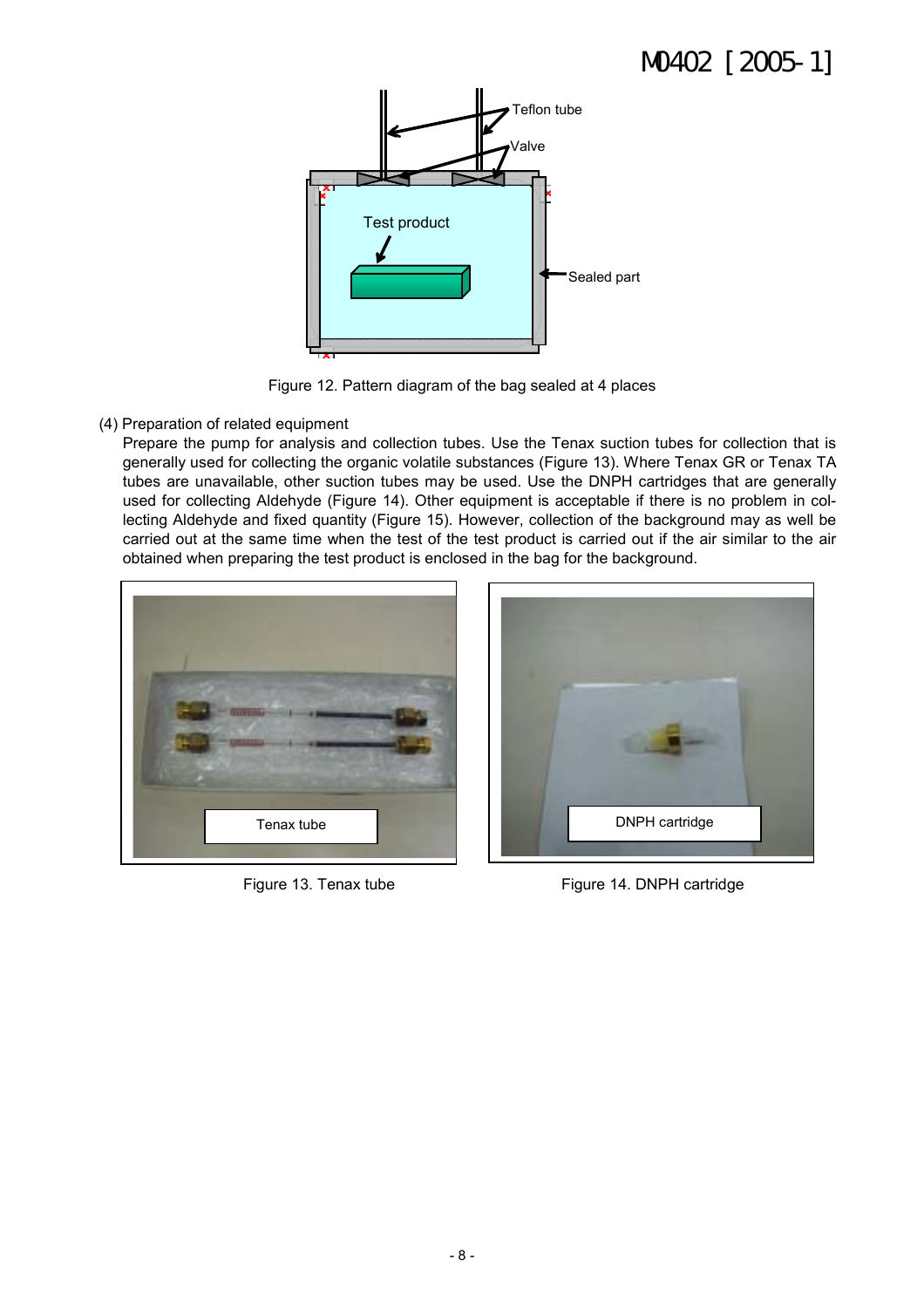Figure 12. Pattern diagram of the bag sealed at 4 places

(4) Preparation of related equipment

Prepare the pump for analysis and collection tubes. Use the Tenax suction tubes for collection that is generally used for collecting the organic volatile substances (Figure 13). Where Tenax GR or Tenax TA tubes are unavailable, other suction tubes may be used. Use the DNPH cartridges that are generally used for collecting Aldehyde (Figure 14). Other equipment is acceptable if there is no problem in collecting Aldehyde and fixed quantity (Figure 15). However, collection of the background may as well be carried out at the same time when the test of the test product is carried out if the air similar to the air obtained when preparing the test product is enclosed in the bag for the background.

Figure 13. Tenax tube

Figure 14. DNPH cartridge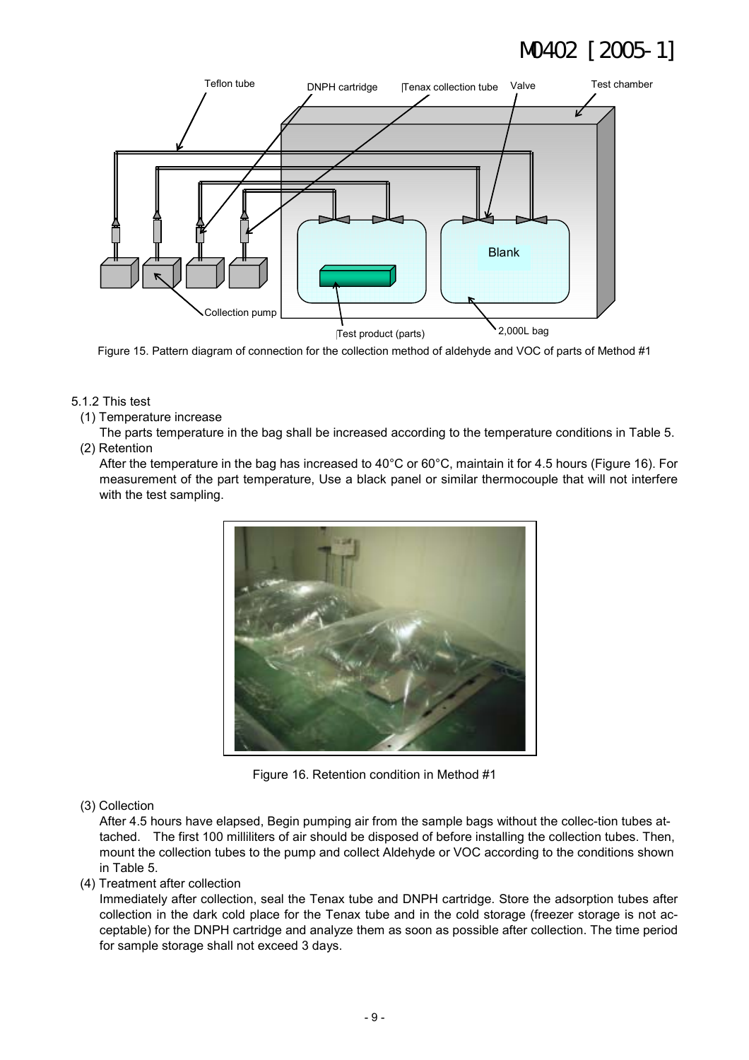Figure 15. Pattern diagram of connection for the collection method of aldehyde and VOC of parts of Method #1

5.1.2 This test

(1) Temperature increase

The parts temperature in the bag shall be increased according to the temperature conditions in Table 5.

(2) Retention

After the temperature in the bag has increased to 40°C or 60°C, maintain it for 4.5 hours (Figure 16). For measurement of the part temperature, Use a black panel or similar thermocouple that will not interfere with the test sampling.

Figure 16. Retention condition in Method #1

(3) Collection

After 4.5 hours have elapsed, Begin pumping air from the sample bags without the collec-tion tubes attached. The first 100 milliliters of air should be disposed of before installing the collection tubes. Then, mount the collection tubes to the pump and collect Aldehyde or VOC according to the conditions shown in Table 5.

(4) Treatment after collection

Immediately after collection, seal the Tenax tube and DNPH cartridge. Store the adsorption tubes after collection in the dark cold place for the Tenax tube and in the cold storage (freezer storage is not acceptable) for the DNPH cartridge and analyze them as soon as possible after collection. The time period for sample storage shall not exceed 3 days.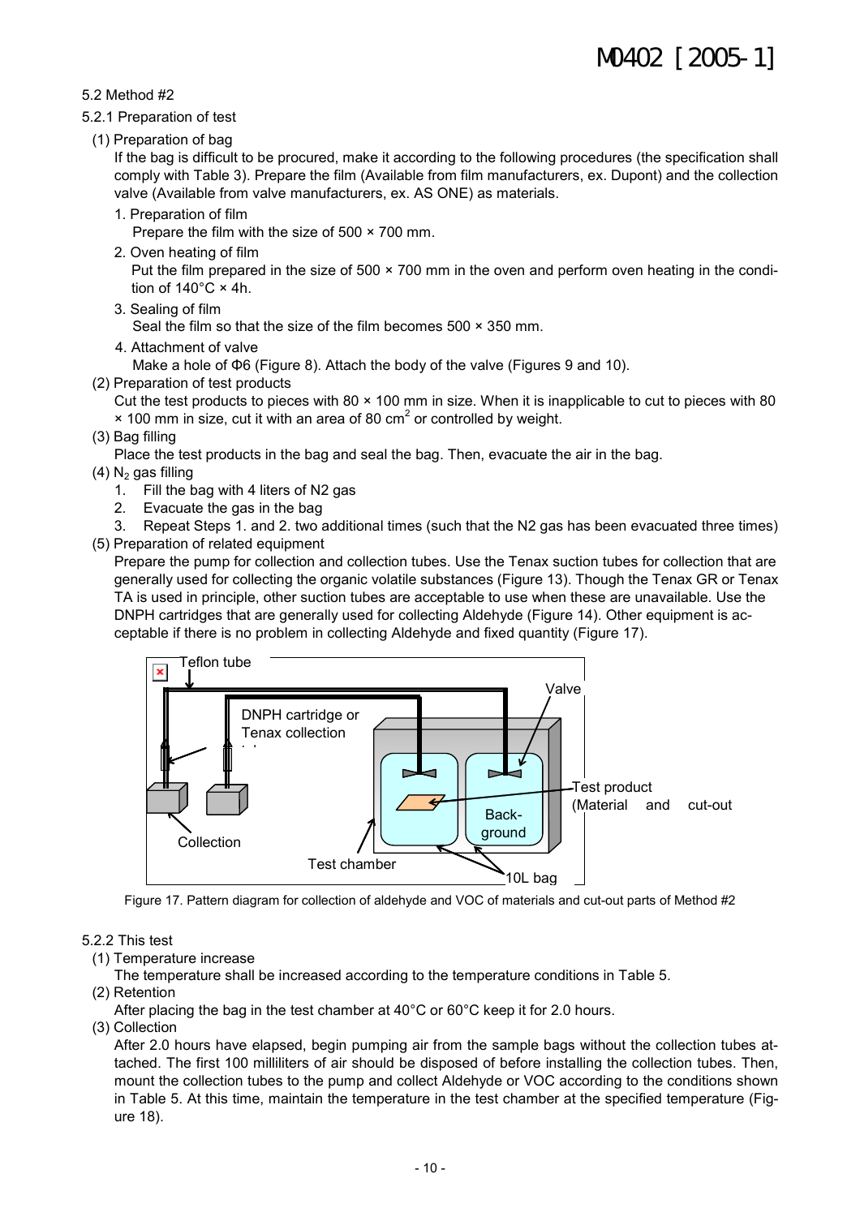## 5.2 Method #2

### 5.2.1 Preparation of test

(1) Preparation of bag

If the bag is difficult to be procured, make it according to the following procedures (the specification shall comply with Table 3). Prepare the film (Available from film manufacturers, ex. Dupont) and the collection valve (Available from valve manufacturers, ex. AS ONE) as materials.

1. Preparation of film
   Prepare the film with the size of 500 × 700 mm.
2. Oven heating of film
   Put the film prepared in the size of 500 × 700 mm in the oven and perform oven heating in the condition of 140°C × 4h.
3. Sealing of film
   Seal the film so that the size of the film becomes 500 × 350 mm.
4. Attachment of valve
   Make a hole of Φ6 (Figure 8). Attach the body of the valve (Figures 9 and 10).

(2) Preparation of test products

Cut the test products to pieces with 80 × 100 mm in size. When it is inapplicable to cut to pieces with 80 × 100 mm in size, cut it with an area of 80 $cm^2$ or controlled by weight.

(3) Bag filling

Place the test products in the bag and seal the bag. Then, evacuate the air in the bag.

(4) $N_2$ gas filling

1. Fill the bag with 4 liters of N2 gas
2. Evacuate the gas in the bag
3. Repeat Steps 1. and 2. two additional times (such that the N2 gas has been evacuated three times)

(5) Preparation of related equipment

Prepare the pump for collection and collection tubes. Use the Tenax suction tubes for collection that are generally used for collecting the organic volatile substances (Figure 13). Though the Tenax GR or Tenax TA is used in principle, other suction tubes are acceptable to use when these are unavailable. Use the DNPH cartridges that are generally used for collecting Aldehyde (Figure 14). Other equipment is acceptable if there is no problem in collecting Aldehyde and fixed quantity (Figure 17).

Figure 17. Pattern diagram for collection of aldehyde and VOC of materials and cut-out parts of Method #2

### 5.2.2 This test

(1) Temperature increase

The temperature shall be increased according to the temperature conditions in Table 5.

(2) Retention

After placing the bag in the test chamber at 40°C or 60°C keep it for 2.0 hours.

(3) Collection

After 2.0 hours have elapsed, begin pumping air from the sample bags without the collection tubes attached. The first 100 milliliters of air should be disposed of before installing the collection tubes. Then, mount the collection tubes to the pump and collect Aldehyde or VOC according to the conditions shown in Table 5. At this time, maintain the temperature in the test chamber at the specified temperature (Figure 18).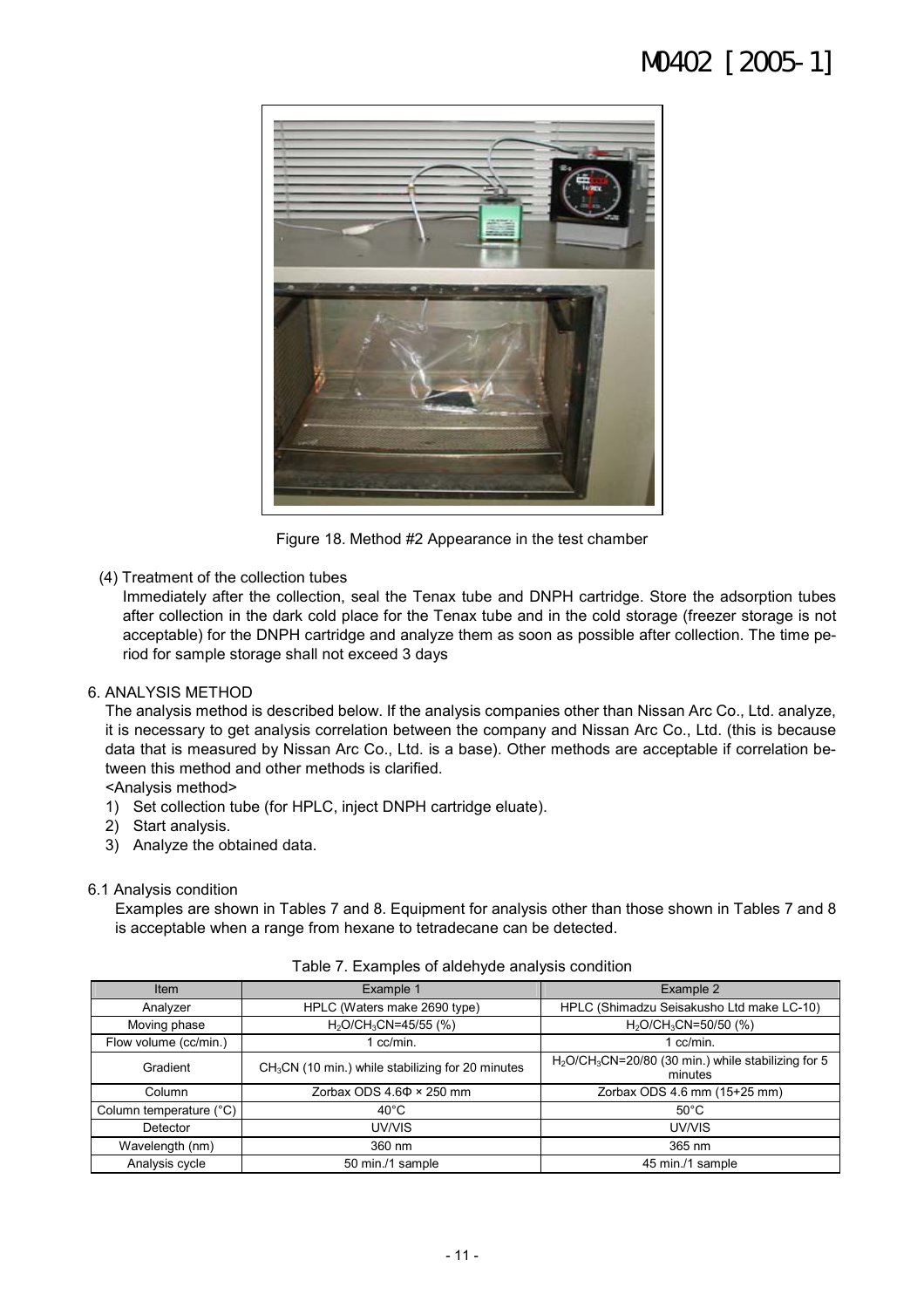Figure 18. Method #2 Appearance in the test chamber

(4) Treatment of the collection tubes

Immediately after the collection, seal the Tenax tube and DNPH cartridge. Store the adsorption tubes after collection in the dark cold place for the Tenax tube and in the cold storage (freezer storage is not acceptable) for the DNPH cartridge and analyze them as soon as possible after collection. The time period for sample storage shall not exceed 3 days

## 6. ANALYSIS METHOD

The analysis method is described below. If the analysis companies other than Nissan Arc Co., Ltd. analyze, it is necessary to get analysis correlation between the company and Nissan Arc Co., Ltd. (this is because data that is measured by Nissan Arc Co., Ltd. is a base). Other methods are acceptable if correlation between this method and other methods is clarified.

<Analysis method>

1) Set collection tube (for HPLC, inject DNPH cartridge eluate).
2) Start analysis.
3) Analyze the obtained data.

### 6.1 Analysis condition

Examples are shown in Tables 7 and 8. Equipment for analysis other than those shown in Tables 7 and 8 is acceptable when a range from hexane to tetradecane can be detected.

Table 7. Examples of aldehyde analysis condition

| Item | Example 1 | Example 2 |
|---|---|---|
| Analyzer | HPLC (Waters make 2690 type) | HPLC (Shimadzu Seisakusho Ltd make LC-10) |
| Moving phase | $H_2O/CH_3CN$=45/55 (%) | $H_2O/CH_3CN$=50/50 (%) |
| Flow volume (cc/min.) | 1 cc/min. | 1 cc/min. |
| Gradient | $CH_3CN$ (10 min.) while stabilizing for 20 minutes | $H_2O/CH_3CN$=20/80 (30 min.) while stabilizing for 5 minutes |
| Column | Zorbax ODS 4.6Φ × 250 mm | Zorbax ODS 4.6 mm (15+25 mm) |
| Column temperature (°C) | 40°C | 50°C |
| Detector | UV/VIS | UV/VIS |
| Wavelength (nm) | 360 nm | 365 nm |
| Analysis cycle | 50 min./1 sample | 45 min./1 sample |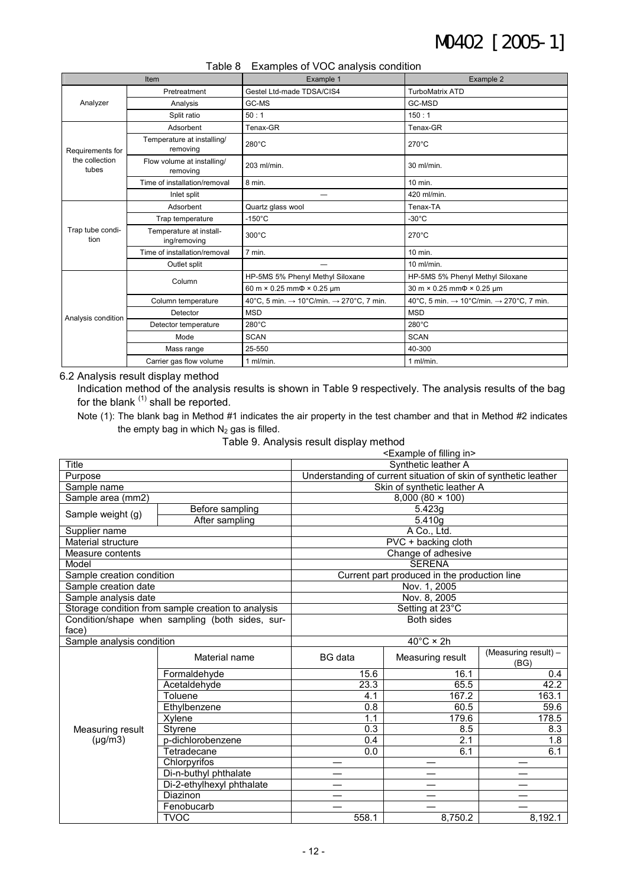Table 8 Examples of VOC analysis condition

| Item | | Example 1 | Example 2 |
|---|---|---|---|
| Analyzer | Pretreatment | Gestel Ltd-made TDSA/CIS4 | TurboMatrix ATD |
| | Analysis | GC-MS | GC-MSD |
| | Split ratio | 50 : 1 | 150 : 1 |
| Requirements for the collection tubes | Adsorbent | Tenax-GR | Tenax-GR |
| | Temperature at installing/ removing | 280°C | 270°C |
| | Flow volume at installing/ removing | 203 ml/min. | 30 ml/min. |
| | Time of installation/removal | 8 min. | 10 min. |
| | Inlet split | — | 420 ml/min. |
| Trap tube condition | Adsorbent | Quartz glass wool | Tenax-TA |
| | Trap temperature | -150°C | -30°C |
| | Temperature at installing/removing | 300°C | 270°C |
| | Time of installation/removal | 7 min. | 10 min. |
| | Outlet split | — | 10 ml/min. |
| Analysis condition | Column | HP-5MS 5% Phenyl Methyl Siloxane | HP-5MS 5% Phenyl Methyl Siloxane |
| | | 60 m × 0.25 mmΦ × 0.25 μm | 30 m × 0.25 mmΦ × 0.25 μm |
| | Column temperature | 40°C, 5 min. → 10°C/min. → 270°C, 7 min. | 40°C, 5 min. → 10°C/min. → 270°C, 7 min. |
| | Detector | MSD | MSD |
| | Detector temperature | 280°C | 280°C |
| | Mode | SCAN | SCAN |
| | Mass range | 25-550 | 40-300 |
| | Carrier gas flow volume | 1 ml/min. | 1 ml/min. |

6.2 Analysis result display method

Indication method of the analysis results is shown in Table 9 respectively. The analysis results of the bag for the blank [(1)] shall be reported.

Note (1): The blank bag in Method #1 indicates the air property in the test chamber and that in Method #2 indicates the empty bag in which $N_2$ gas is filled.

Table 9. Analysis result display method

<Example of filling in>

| Title | | Synthetic leather A | | |
|---|---|---|---|---|
| Purpose | | Understanding of current situation of skin of synthetic leather | | |
| Sample name | | Skin of synthetic leather A | | |
| Sample area (mm2) | | 8,000 (80 × 100) | | |
| Sample weight (g) | Before sampling | 5.423g | | |
| | After sampling | 5.410g | | |
| Supplier name | | A Co., Ltd. | | |
| Material structure | | PVC + backing cloth | | |
| Measure contents | | Change of adhesive | | |
| Model | | SERENA | | |
| Sample creation condition | | Current part produced in the production line | | |
| Sample creation date | | Nov. 1, 2005 | | |
| Sample analysis date | | Nov. 8, 2005 | | |
| Storage condition from sample creation to analysis | | Setting at 23°C | | |
| Condition/shape when sampling (both sides, surface) | | Both sides | | |
| Sample analysis condition | | 40°C × 2h | | |
| Measuring result (μg/m3) | Material name | BG data | Measuring result | (Measuring result) – (BG) |
| | Formaldehyde | 15.6 | 16.1 | 0.4 |
| | Acetaldehyde | 23.3 | 65.5 | 42.2 |
| | Toluene | 4.1 | 167.2 | 163.1 |
| | Ethylbenzene | 0.8 | 60.5 | 59.6 |
| | Xylene | 1.1 | 179.6 | 178.5 |
| | Styrene | 0.3 | 8.5 | 8.3 |
| | p-dichlorobenzene | 0.4 | 2.1 | 1.8 |
| | Tetradecane | 0.0 | 6.1 | 6.1 |
| | Chlorpyrifos | — | — | — |
| | Di-n-buthyl phthalate | — | — | — |
| | Di-2-ethylhexyl phthalate | — | — | — |
| | Diazinon | — | — | — |
| | Fenobucarb | — | — | — |
| | TVOC | 558.1 | 8,750.2 | 8,192.1 |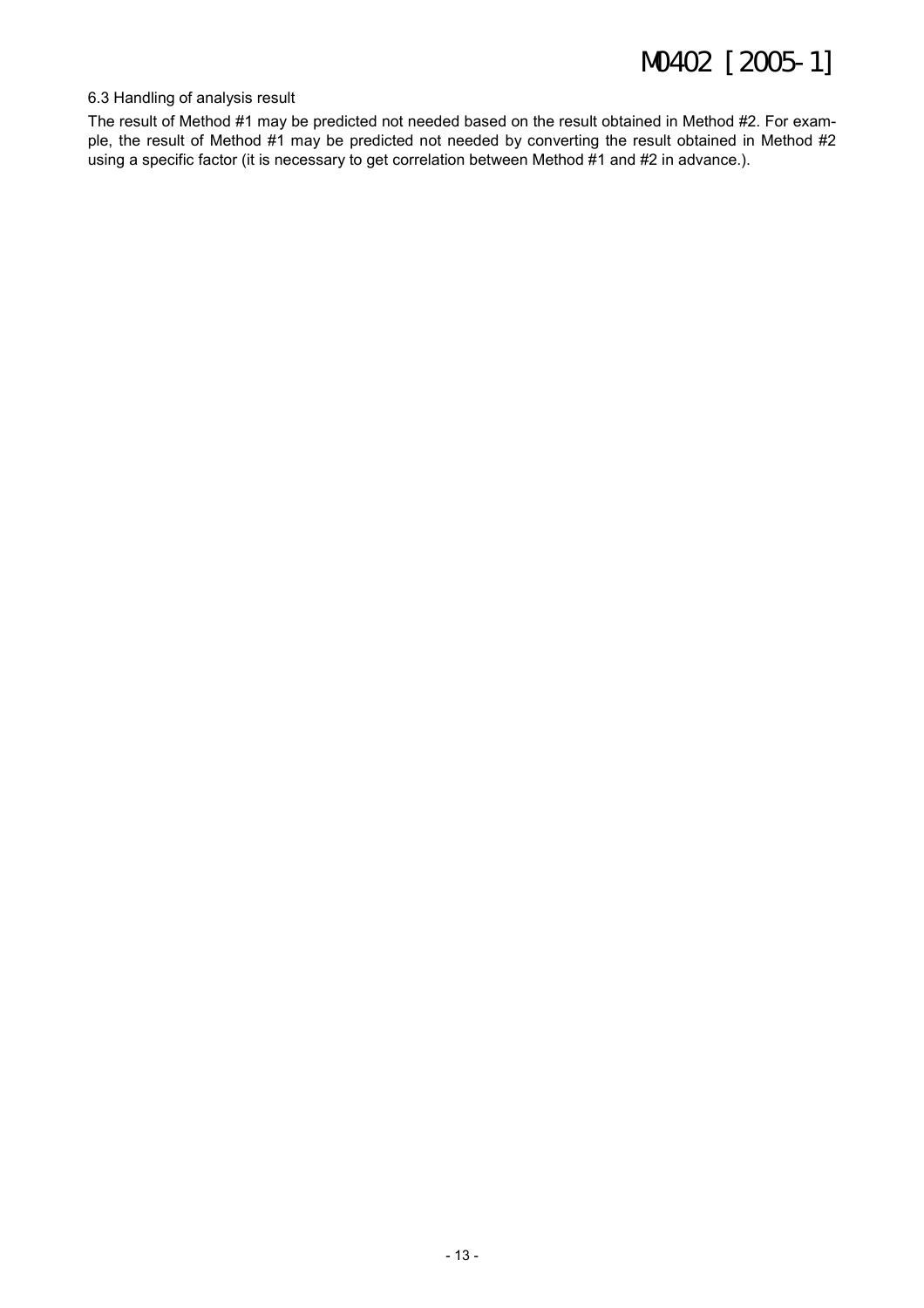### 6.3 Handling of analysis result

The result of Method #1 may be predicted not needed based on the result obtained in Method #2. For example, the result of Method #1 may be predicted not needed by converting the result obtained in Method #2 using a specific factor (it is necessary to get correlation between Method #1 and #2 in advance.).